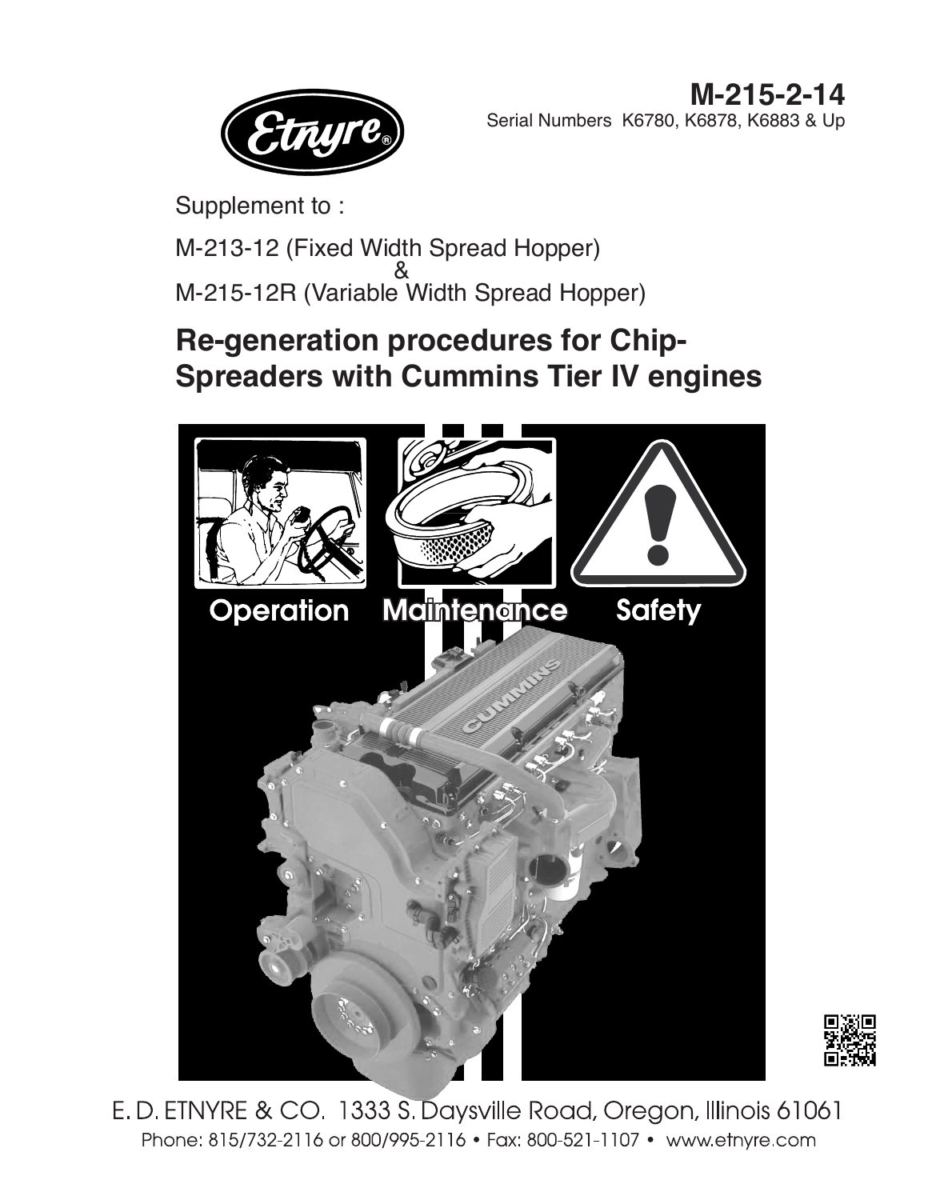**M-215-2-14**

Serial Numbers K6780, K6878, K6883 & Up

Supplement to :

M-213-12 (Fixed Width Spread Hopper)
&
M-215-12R (Variable Width Spread Hopper)

# Re-generation procedures for Chip-Spreaders with Cummins Tier IV engines

Operation Maintenance Safety

E. D. ETNYRE & CO. 1333 S. Daysville Road, Oregon, Illinois 61061

Phone: 815/732-2116 or 800/995-2116 • Fax: 800-521-1107 • www.etnyre.com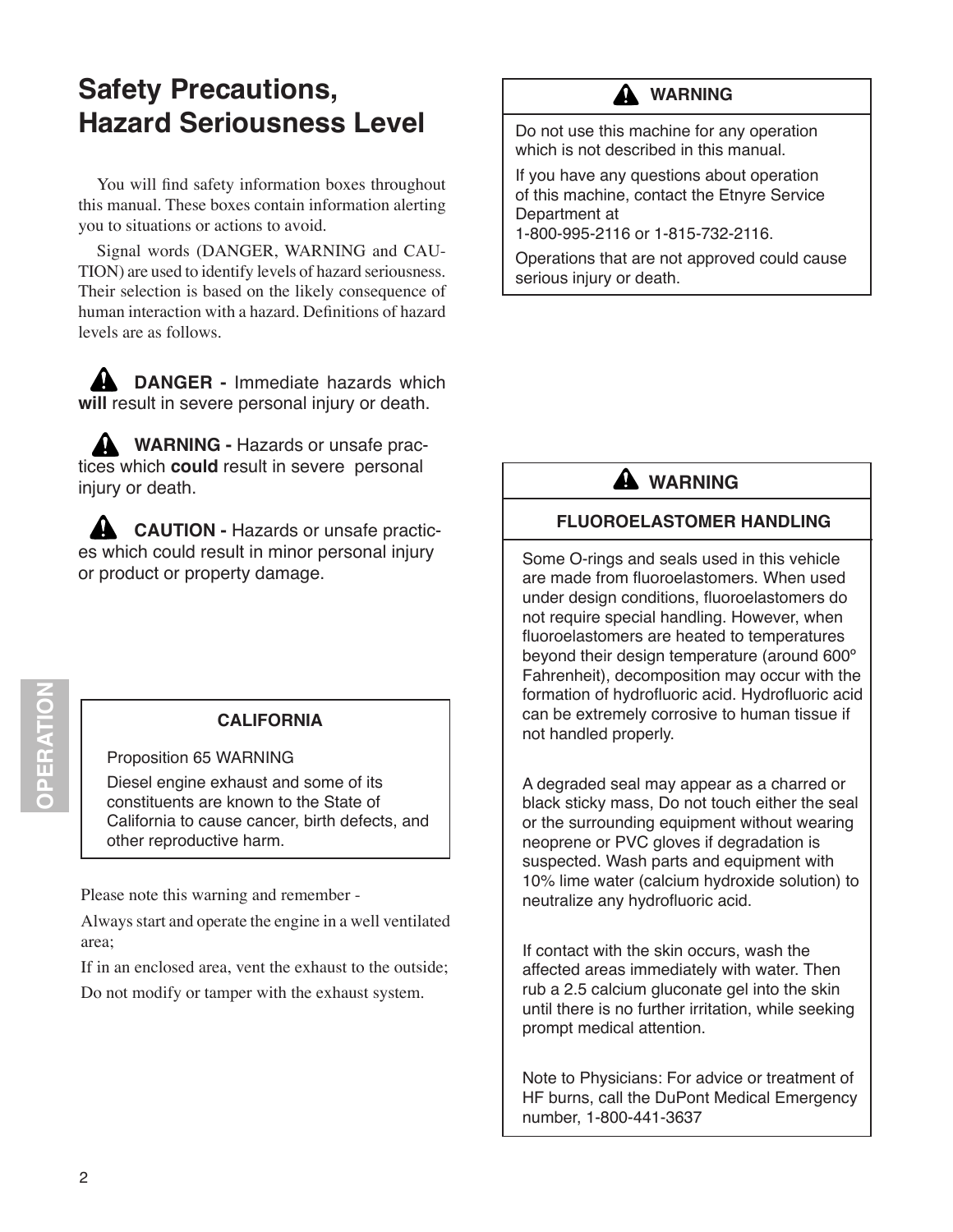# Safety Precautions, Hazard Seriousness Level

You will find safety information boxes throughout this manual. These boxes contain information alerting you to situations or actions to avoid.

Signal words (DANGER, WARNING and CAUTION) are used to identify levels of hazard seriousness. Their selection is based on the likely consequence of human interaction with a hazard. Definitions of hazard levels are as follows.

**DANGER -** Immediate hazards which **will** result in severe personal injury or death.

**WARNING -** Hazards or unsafe practices which **could** result in severe personal injury or death.

**CAUTION -** Hazards or unsafe practices which could result in minor personal injury or product or property damage.

**CALIFORNIA**

Proposition 65 WARNING

Diesel engine exhaust and some of its constituents are known to the State of California to cause cancer, birth defects, and other reproductive harm.

Please note this warning and remember -

Always start and operate the engine in a well ventilated area;

If in an enclosed area, vent the exhaust to the outside;

Do not modify or tamper with the exhaust system.

**WARNING**

Do not use this machine for any operation which is not described in this manual.

If you have any questions about operation of this machine, contact the Etnyre Service Department at
1-800-995-2116 or 1-815-732-2116.

Operations that are not approved could cause serious injury or death.

**WARNING**

**FLUOROELASTOMER HANDLING**

Some O-rings and seals used in this vehicle are made from fluoroelastomers. When used under design conditions, fluoroelastomers do not require special handling. However, when fluoroelastomers are heated to temperatures beyond their design temperature (around 600° Fahrenheit), decomposition may occur with the formation of hydrofluoric acid. Hydrofluoric acid can be extremely corrosive to human tissue if not handled properly.

A degraded seal may appear as a charred or black sticky mass, Do not touch either the seal or the surrounding equipment without wearing neoprene or PVC gloves if degradation is suspected. Wash parts and equipment with 10% lime water (calcium hydroxide solution) to neutralize any hydrofluoric acid.

If contact with the skin occurs, wash the affected areas immediately with water. Then rub a 2.5 calcium gluconate gel into the skin until there is no further irritation, while seeking prompt medical attention.

Note to Physicians: For advice or treatment of HF burns, call the DuPont Medical Emergency number, 1-800-441-3637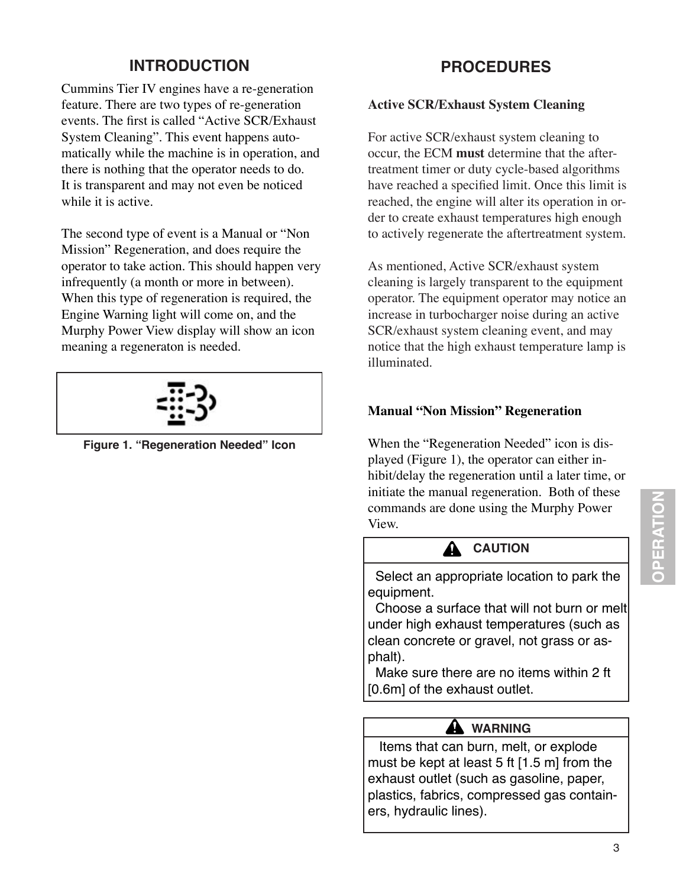## INTRODUCTION

Cummins Tier IV engines have a re-generation feature. There are two types of re-generation events. The first is called “Active SCR/Exhaust System Cleaning”. This event happens automatically while the machine is in operation, and there is nothing that the operator needs to do. It is transparent and may not even be noticed while it is active.

The second type of event is a Manual or “Non Mission” Regeneration, and does require the operator to take action. This should happen very infrequently (a month or more in between). When this type of regeneration is required, the Engine Warning light will come on, and the Murphy Power View display will show an icon meaning a regeneraton is needed.

**Figure 1. “Regeneration Needed” Icon**

## PROCEDURES

### Active SCR/Exhaust System Cleaning

For active SCR/exhaust system cleaning to occur, the ECM **must** determine that the after-treatment timer or duty cycle-based algorithms have reached a specified limit. Once this limit is reached, the engine will alter its operation in order to create exhaust temperatures high enough to actively regenerate the aftertreatment system.

As mentioned, Active SCR/exhaust system cleaning is largely transparent to the equipment operator. The equipment operator may notice an increase in turbocharger noise during an active SCR/exhaust system cleaning event, and may notice that the high exhaust temperature lamp is illuminated.

### Manual “Non Mission” Regeneration

When the “Regeneration Needed” icon is displayed (Figure 1), the operator can either inhibit/delay the regeneration until a later time, or initiate the manual regeneration. Both of these commands are done using the Murphy Power View.

> **⚠ CAUTION**
>
> Select an appropriate location to park the equipment.
>
> Choose a surface that will not burn or melt under high exhaust temperatures (such as clean concrete or gravel, not grass or asphalt).
>
> Make sure there are no items within 2 ft [0.6m] of the exhaust outlet.

> **⚠ WARNING**
>
> Items that can burn, melt, or explode must be kept at least 5 ft [1.5 m] from the exhaust outlet (such as gasoline, paper, plastics, fabrics, compressed gas containers, hydraulic lines).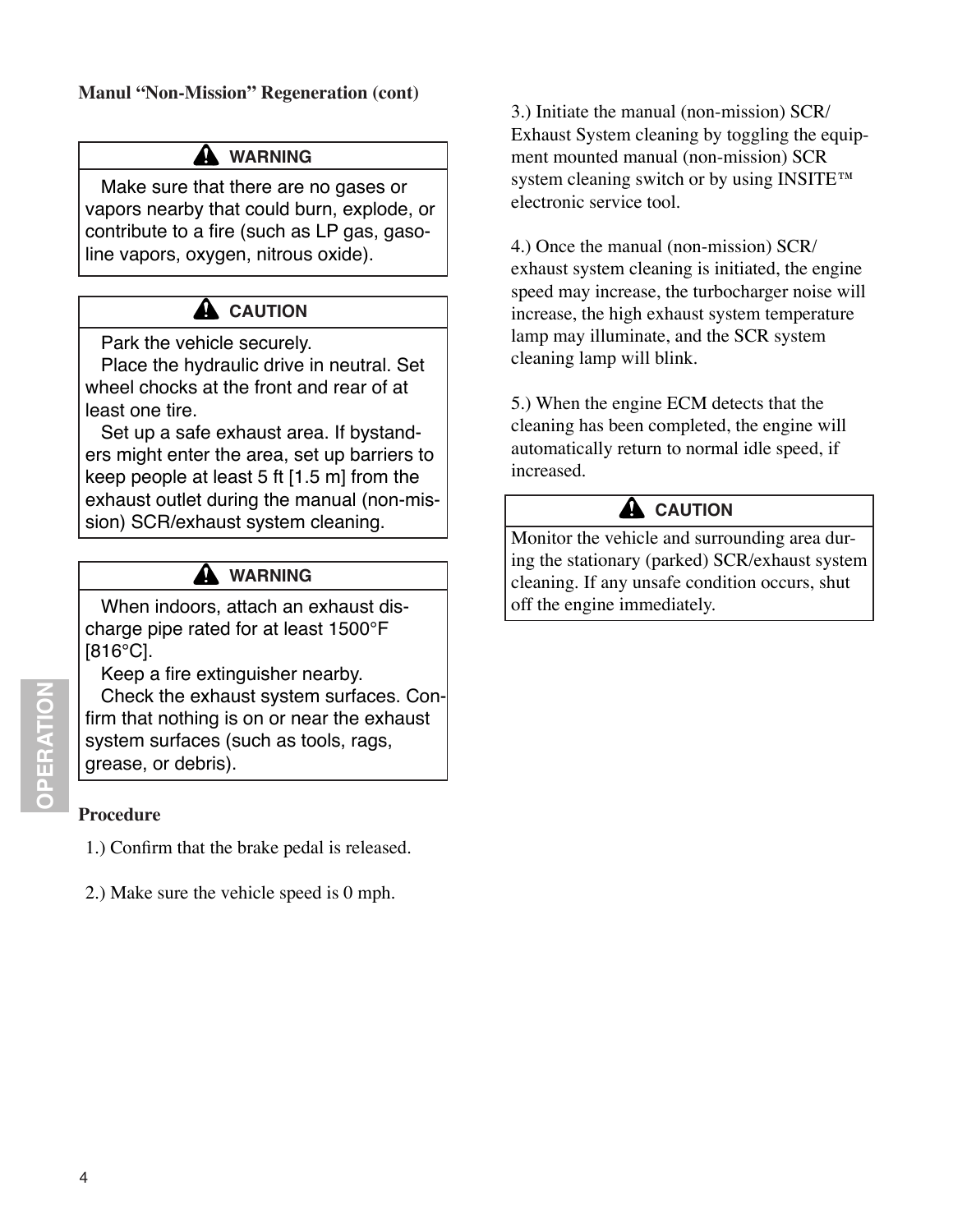**Manul "Non-Mission" Regeneration (cont)**

> **⚠ WARNING**
>
> Make sure that there are no gases or vapors nearby that could burn, explode, or contribute to a fire (such as LP gas, gasoline vapors, oxygen, nitrous oxide).

> **⚠ CAUTION**
>
> Park the vehicle securely.
>
> Place the hydraulic drive in neutral. Set wheel chocks at the front and rear of at least one tire.
>
> Set up a safe exhaust area. If bystanders might enter the area, set up barriers to keep people at least 5 ft [1.5 m] from the exhaust outlet during the manual (non-mission) SCR/exhaust system cleaning.

> **⚠ WARNING**
>
> When indoors, attach an exhaust discharge pipe rated for at least 1500°F [816°C].
>
> Keep a fire extinguisher nearby.
>
> Check the exhaust system surfaces. Confirm that nothing is on or near the exhaust system surfaces (such as tools, rags, grease, or debris).

**Procedure**

1.) Confirm that the brake pedal is released.

2.) Make sure the vehicle speed is 0 mph.

3.) Initiate the manual (non-mission) SCR/ Exhaust System cleaning by toggling the equipment mounted manual (non-mission) SCR system cleaning switch or by using INSITE™ electronic service tool.

4.) Once the manual (non-mission) SCR/ exhaust system cleaning is initiated, the engine speed may increase, the turbocharger noise will increase, the high exhaust system temperature lamp may illuminate, and the SCR system cleaning lamp will blink.

5.) When the engine ECM detects that the cleaning has been completed, the engine will automatically return to normal idle speed, if increased.

> **⚠ CAUTION**
>
> Monitor the vehicle and surrounding area during the stationary (parked) SCR/exhaust system cleaning. If any unsafe condition occurs, shut off the engine immediately.